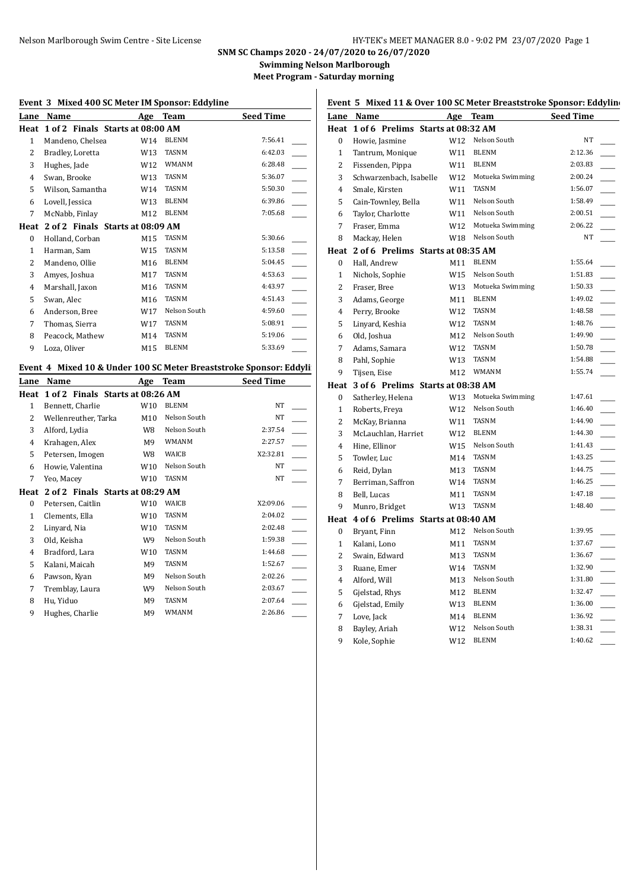**SNM SC Champs 2020 - 24/07/2020 to 26/07/2020**

**Swimming Nelson Marlborough**

**Meet Program - Saturday morning**

### Event 3 Mixed 400 SC Meter IM Sponsor: Eddyline

| Lane | Name | Age | Team | Seed Time |
|---|---|---|---|---|
| **Heat 1 of 2 Finals Starts at 08:00 AM** | | | | |
| 1 | Mandeno, Chelsea | W14 | BLENM | 7:56.41 |
| 2 | Bradley, Loretta | W13 | TASNM | 6:42.03 |
| 3 | Hughes, Jade | W12 | WMANM | 6:28.48 |
| 4 | Swan, Brooke | W13 | TASNM | 5:36.07 |
| 5 | Wilson, Samantha | W14 | TASNM | 5:50.30 |
| 6 | Lovell, Jessica | W13 | BLENM | 6:39.86 |
| 7 | McNabb, Finlay | M12 | BLENM | 7:05.68 |
| **Heat 2 of 2 Finals Starts at 08:09 AM** | | | | |
| 0 | Holland, Corban | M15 | TASNM | 5:30.66 |
| 1 | Harman, Sam | W15 | TASNM | 5:13.58 |
| 2 | Mandeno, Ollie | M16 | BLENM | 5:04.45 |
| 3 | Amyes, Joshua | M17 | TASNM | 4:53.63 |
| 4 | Marshall, Jaxon | M16 | TASNM | 4:43.97 |
| 5 | Swan, Alec | M16 | TASNM | 4:51.43 |
| 6 | Anderson, Bree | W17 | Nelson South | 4:59.60 |
| 7 | Thomas, Sierra | W17 | TASNM | 5:08.91 |
| 8 | Peacock, Mathew | M14 | TASNM | 5:19.06 |
| 9 | Loza, Oliver | M15 | BLENM | 5:33.69 |

### Event 4 Mixed 10 & Under 100 SC Meter Breaststroke Sponsor: Eddyli

| Lane | Name | Age | Team | Seed Time |
|---|---|---|---|---|
| **Heat 1 of 2 Finals Starts at 08:26 AM** | | | | |
| 1 | Bennett, Charlie | W10 | BLENM | NT |
| 2 | Wellenreuther, Tarka | M10 | Nelson South | NT |
| 3 | Alford, Lydia | W8 | Nelson South | 2:37.54 |
| 4 | Krahagen, Alex | M9 | WMANM | 2:27.57 |
| 5 | Petersen, Imogen | W8 | WAICB | X2:32.81 |
| 6 | Howie, Valentina | W10 | Nelson South | NT |
| 7 | Yeo, Macey | W10 | TASNM | NT |
| **Heat 2 of 2 Finals Starts at 08:29 AM** | | | | |
| 0 | Petersen, Caitlin | W10 | WAICB | X2:09.06 |
| 1 | Clements, Ella | W10 | TASNM | 2:04.02 |
| 2 | Linyard, Nia | W10 | TASNM | 2:02.48 |
| 3 | Old, Keisha | W9 | Nelson South | 1:59.38 |
| 4 | Bradford, Lara | W10 | TASNM | 1:44.68 |
| 5 | Kalani, Maicah | M9 | TASNM | 1:52.67 |
| 6 | Pawson, Kyan | M9 | Nelson South | 2:02.26 |
| 7 | Tremblay, Laura | W9 | Nelson South | 2:03.67 |
| 8 | Hu, Yiduo | M9 | TASNM | 2:07.64 |
| 9 | Hughes, Charlie | M9 | WMANM | 2:26.86 |

### Event 5 Mixed 11 & Over 100 SC Meter Breaststroke Sponsor: Eddyline

| Lane | Name | Age | Team | Seed Time |
|---|---|---|---|---|
| **Heat 1 of 6 Prelims Starts at 08:32 AM** | | | | |
| 0 | Howie, Jasmine | W12 | Nelson South | NT |
| 1 | Tantrum, Monique | W11 | BLENM | 2:12.36 |
| 2 | Fissenden, Pippa | W11 | BLENM | 2:03.83 |
| 3 | Schwarzenbach, Isabelle | W12 | Motueka Swimming | 2:00.24 |
| 4 | Smale, Kirsten | W11 | TASNM | 1:56.07 |
| 5 | Cain-Townley, Bella | W11 | Nelson South | 1:58.49 |
| 6 | Taylor, Charlotte | W11 | Nelson South | 2:00.51 |
| 7 | Fraser, Emma | W12 | Motueka Swimming | 2:06.22 |
| 8 | Mackay, Helen | W18 | Nelson South | NT |
| **Heat 2 of 6 Prelims Starts at 08:35 AM** | | | | |
| 0 | Hall, Andrew | M11 | BLENM | 1:55.64 |
| 1 | Nichols, Sophie | W15 | Nelson South | 1:51.83 |
| 2 | Fraser, Bree | W13 | Motueka Swimming | 1:50.33 |
| 3 | Adams, George | M11 | BLENM | 1:49.02 |
| 4 | Perry, Brooke | W12 | TASNM | 1:48.58 |
| 5 | Linyard, Keshia | W12 | TASNM | 1:48.76 |
| 6 | Old, Joshua | M12 | Nelson South | 1:49.90 |
| 7 | Adams, Samara | W12 | TASNM | 1:50.78 |
| 8 | Pahl, Sophie | W13 | TASNM | 1:54.88 |
| 9 | Tijsen, Eise | M12 | WMANM | 1:55.74 |
| **Heat 3 of 6 Prelims Starts at 08:38 AM** | | | | |
| 0 | Satherley, Helena | W13 | Motueka Swimming | 1:47.61 |
| 1 | Roberts, Freya | W12 | Nelson South | 1:46.40 |
| 2 | McKay, Brianna | W11 | TASNM | 1:44.90 |
| 3 | McLauchlan, Harriet | W12 | BLENM | 1:44.30 |
| 4 | Hine, Ellinor | W15 | Nelson South | 1:41.43 |
| 5 | Towler, Luc | M14 | TASNM | 1:43.25 |
| 6 | Reid, Dylan | M13 | TASNM | 1:44.75 |
| 7 | Berriman, Saffron | W14 | TASNM | 1:46.25 |
| 8 | Bell, Lucas | M11 | TASNM | 1:47.18 |
| 9 | Munro, Bridget | W13 | TASNM | 1:48.40 |
| **Heat 4 of 6 Prelims Starts at 08:40 AM** | | | | |
| 0 | Bryant, Finn | M12 | Nelson South | 1:39.95 |
| 1 | Kalani, Lono | M11 | TASNM | 1:37.67 |
| 2 | Swain, Edward | M13 | TASNM | 1:36.67 |
| 3 | Ruane, Emer | W14 | TASNM | 1:32.90 |
| 4 | Alford, Will | M13 | Nelson South | 1:31.80 |
| 5 | Gjelstad, Rhys | M12 | BLENM | 1:32.47 |
| 6 | Gjelstad, Emily | W13 | BLENM | 1:36.00 |
| 7 | Love, Jack | M14 | BLENM | 1:36.92 |
| 8 | Bayley, Ariah | W12 | Nelson South | 1:38.31 |
| 9 | Kole, Sophie | W12 | BLENM | 1:40.62 |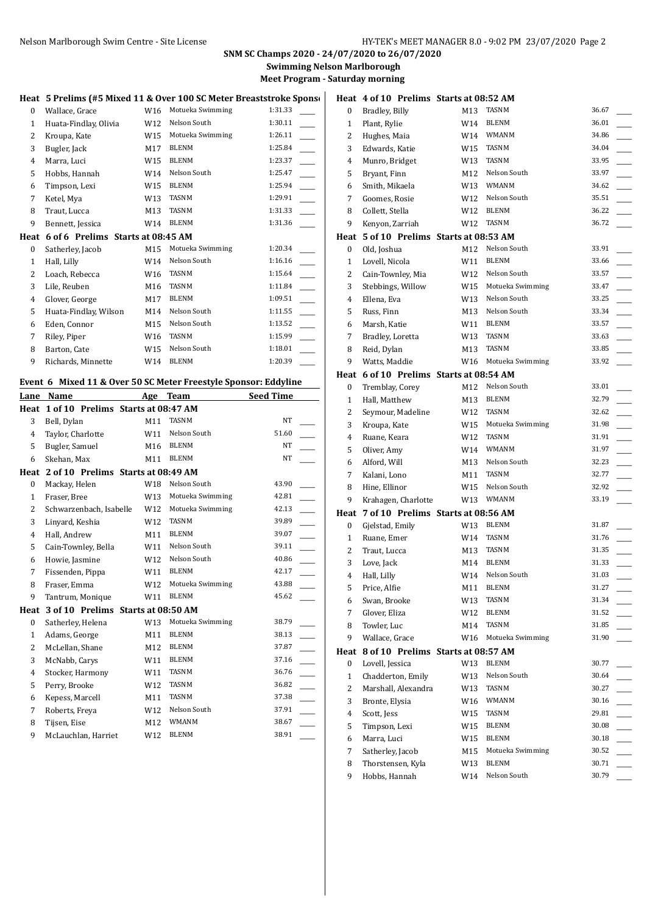**SNM SC Champs 2020 - 24/07/2020 to 26/07/2020**

**Swimming Nelson Marlborough**

**Meet Program - Saturday morning**

**Heat 5 Prelims (#5 Mixed 11 & Over 100 SC Meter Breaststroke Sponsor**

| Lane | Name | Age | Team | Seed Time |
|---|---|---|---|---|
| 0 | Wallace, Grace | W16 | Motueka Swimming | 1:31.33 |
| 1 | Huata-Findlay, Olivia | W12 | Nelson South | 1:30.11 |
| 2 | Kroupa, Kate | W15 | Motueka Swimming | 1:26.11 |
| 3 | Bugler, Jack | M17 | BLENM | 1:25.84 |
| 4 | Marra, Luci | W15 | BLENM | 1:23.37 |
| 5 | Hobbs, Hannah | W14 | Nelson South | 1:25.47 |
| 6 | Timpson, Lexi | W15 | BLENM | 1:25.94 |
| 7 | Ketel, Mya | W13 | TASNM | 1:29.91 |
| 8 | Traut, Lucca | M13 | TASNM | 1:31.33 |
| 9 | Bennett, Jessica | W14 | BLENM | 1:31.36 |

**Heat 6 of 6 Prelims Starts at 08:45 AM**

| Lane | Name | Age | Team | Seed Time |
|---|---|---|---|---|
| 0 | Satherley, Jacob | M15 | Motueka Swimming | 1:20.34 |
| 1 | Hall, Lilly | W14 | Nelson South | 1:16.16 |
| 2 | Loach, Rebecca | W16 | TASNM | 1:15.64 |
| 3 | Lile, Reuben | M16 | TASNM | 1:11.84 |
| 4 | Glover, George | M17 | BLENM | 1:09.51 |
| 5 | Huata-Findlay, Wilson | M14 | Nelson South | 1:11.55 |
| 6 | Eden, Connor | M15 | Nelson South | 1:13.52 |
| 7 | Riley, Piper | W16 | TASNM | 1:15.99 |
| 8 | Barton, Cate | W15 | Nelson South | 1:18.01 |
| 9 | Richards, Minnette | W14 | BLENM | 1:20.39 |

## Event 6 Mixed 11 & Over 50 SC Meter Freestyle Sponsor: Eddyline

**Heat 1 of 10 Prelims Starts at 08:47 AM**

| Lane | Name | Age | Team | Seed Time |
|---|---|---|---|---|
| 3 | Bell, Dylan | M11 | TASNM | NT |
| 4 | Taylor, Charlotte | W11 | Nelson South | 51.60 |
| 5 | Bugler, Samuel | M16 | BLENM | NT |
| 6 | Skehan, Max | M11 | BLENM | NT |

**Heat 2 of 10 Prelims Starts at 08:49 AM**

| Lane | Name | Age | Team | Seed Time |
|---|---|---|---|---|
| 0 | Mackay, Helen | W18 | Nelson South | 43.90 |
| 1 | Fraser, Bree | W13 | Motueka Swimming | 42.81 |
| 2 | Schwarzenbach, Isabelle | W12 | Motueka Swimming | 42.13 |
| 3 | Linyard, Keshia | W12 | TASNM | 39.89 |
| 4 | Hall, Andrew | M11 | BLENM | 39.07 |
| 5 | Cain-Townley, Bella | W11 | Nelson South | 39.11 |
| 6 | Howie, Jasmine | W12 | Nelson South | 40.86 |
| 7 | Fissenden, Pippa | W11 | BLENM | 42.17 |
| 8 | Fraser, Emma | W12 | Motueka Swimming | 43.88 |
| 9 | Tantrum, Monique | W11 | BLENM | 45.62 |

**Heat 3 of 10 Prelims Starts at 08:50 AM**

| Lane | Name | Age | Team | Seed Time |
|---|---|---|---|---|
| 0 | Satherley, Helena | W13 | Motueka Swimming | 38.79 |
| 1 | Adams, George | M11 | BLENM | 38.13 |
| 2 | McLellan, Shane | M12 | BLENM | 37.87 |
| 3 | McNabb, Carys | W11 | BLENM | 37.16 |
| 4 | Stocker, Harmony | W11 | TASNM | 36.76 |
| 5 | Perry, Brooke | W12 | TASNM | 36.82 |
| 6 | Kepess, Marcell | M11 | TASNM | 37.38 |
| 7 | Roberts, Freya | W12 | Nelson South | 37.91 |
| 8 | Tijsen, Eise | M12 | WMANM | 38.67 |
| 9 | McLauchlan, Harriet | W12 | BLENM | 38.91 |

**Heat 4 of 10 Prelims Starts at 08:52 AM**

| Lane | Name | Age | Team | Seed Time |
|---|---|---|---|---|
| 0 | Bradley, Billy | M13 | TASNM | 36.67 |
| 1 | Plant, Rylie | W14 | BLENM | 36.01 |
| 2 | Hughes, Maia | W14 | WMANM | 34.86 |
| 3 | Edwards, Katie | W15 | TASNM | 34.04 |
| 4 | Munro, Bridget | W13 | TASNM | 33.95 |
| 5 | Bryant, Finn | M12 | Nelson South | 33.97 |
| 6 | Smith, Mikaela | W13 | WMANM | 34.62 |
| 7 | Goomes, Rosie | W12 | Nelson South | 35.51 |
| 8 | Collett, Stella | W12 | BLENM | 36.22 |
| 9 | Kenyon, Zarriah | W12 | TASNM | 36.72 |

**Heat 5 of 10 Prelims Starts at 08:53 AM**

| Lane | Name | Age | Team | Seed Time |
|---|---|---|---|---|
| 0 | Old, Joshua | M12 | Nelson South | 33.91 |
| 1 | Lovell, Nicola | W11 | BLENM | 33.66 |
| 2 | Cain-Townley, Mia | W12 | Nelson South | 33.57 |
| 3 | Stebbings, Willow | W15 | Motueka Swimming | 33.47 |
| 4 | Ellena, Eva | W13 | Nelson South | 33.25 |
| 5 | Russ, Finn | M13 | Nelson South | 33.34 |
| 6 | Marsh, Katie | W11 | BLENM | 33.57 |
| 7 | Bradley, Loretta | W13 | TASNM | 33.63 |
| 8 | Reid, Dylan | M13 | TASNM | 33.85 |
| 9 | Watts, Maddie | W16 | Motueka Swimming | 33.92 |

**Heat 6 of 10 Prelims Starts at 08:54 AM**

| Lane | Name | Age | Team | Seed Time |
|---|---|---|---|---|
| 0 | Tremblay, Corey | M12 | Nelson South | 33.01 |
| 1 | Hall, Matthew | M13 | BLENM | 32.79 |
| 2 | Seymour, Madeline | W12 | TASNM | 32.62 |
| 3 | Kroupa, Kate | W15 | Motueka Swimming | 31.98 |
| 4 | Ruane, Keara | W12 | TASNM | 31.91 |
| 5 | Oliver, Amy | W14 | WMANM | 31.97 |
| 6 | Alford, Will | M13 | Nelson South | 32.23 |
| 7 | Kalani, Lono | M11 | TASNM | 32.77 |
| 8 | Hine, Ellinor | W15 | Nelson South | 32.92 |
| 9 | Krahagen, Charlotte | W13 | WMANM | 33.19 |

**Heat 7 of 10 Prelims Starts at 08:56 AM**

| Lane | Name | Age | Team | Seed Time |
|---|---|---|---|---|
| 0 | Gjelstad, Emily | W13 | BLENM | 31.87 |
| 1 | Ruane, Emer | W14 | TASNM | 31.76 |
| 2 | Traut, Lucca | M13 | TASNM | 31.35 |
| 3 | Love, Jack | M14 | BLENM | 31.33 |
| 4 | Hall, Lilly | W14 | Nelson South | 31.03 |
| 5 | Price, Alfie | M11 | BLENM | 31.27 |
| 6 | Swan, Brooke | W13 | TASNM | 31.34 |
| 7 | Glover, Eliza | W12 | BLENM | 31.52 |
| 8 | Towler, Luc | M14 | TASNM | 31.85 |
| 9 | Wallace, Grace | W16 | Motueka Swimming | 31.90 |

**Heat 8 of 10 Prelims Starts at 08:57 AM**

| Lane | Name | Age | Team | Seed Time |
|---|---|---|---|---|
| 0 | Lovell, Jessica | W13 | BLENM | 30.77 |
| 1 | Chadderton, Emily | W13 | Nelson South | 30.64 |
| 2 | Marshall, Alexandra | W13 | TASNM | 30.27 |
| 3 | Bronte, Elysia | W16 | WMANM | 30.16 |
| 4 | Scott, Jess | W15 | TASNM | 29.81 |
| 5 | Timpson, Lexi | W15 | BLENM | 30.08 |
| 6 | Marra, Luci | W15 | BLENM | 30.18 |
| 7 | Satherley, Jacob | M15 | Motueka Swimming | 30.52 |
| 8 | Thorstensen, Kyla | W13 | BLENM | 30.71 |
| 9 | Hobbs, Hannah | W14 | Nelson South | 30.79 |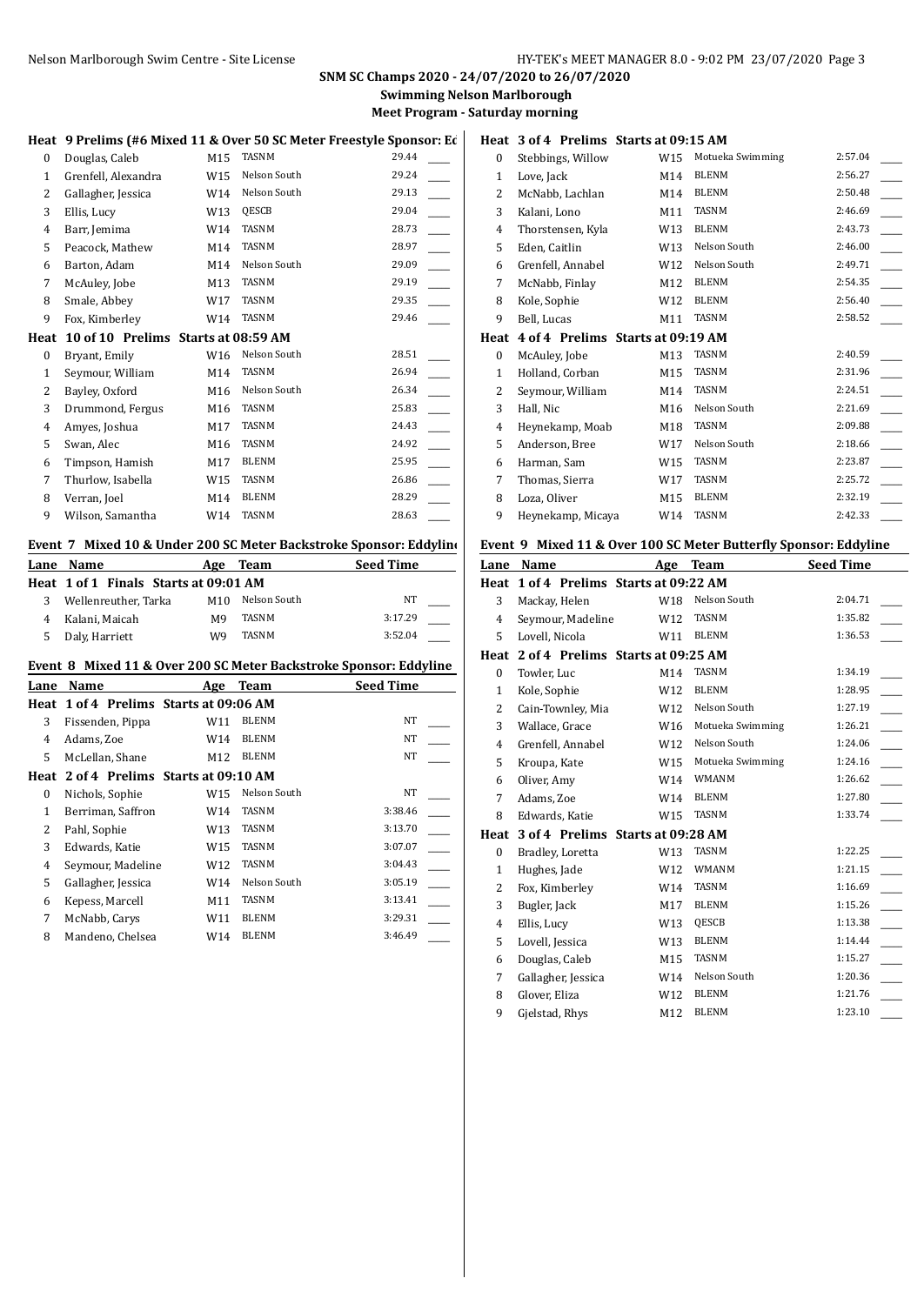**SNM SC Champs 2020 - 24/07/2020 to 26/07/2020**

**Swimming Nelson Marlborough**

**Meet Program - Saturday morning**

**Heat 9 Prelims (#6 Mixed 11 & Over 50 SC Meter Freestyle Sponsor: Ed**

| Lane | Name | Age | Team | Seed Time |
|---|---|---|---|---|
| 0 | Douglas, Caleb | M15 | TASNM | 29.44 |
| 1 | Grenfell, Alexandra | W15 | Nelson South | 29.24 |
| 2 | Gallagher, Jessica | W14 | Nelson South | 29.13 |
| 3 | Ellis, Lucy | W13 | QESCB | 29.04 |
| 4 | Barr, Jemima | W14 | TASNM | 28.73 |
| 5 | Peacock, Mathew | M14 | TASNM | 28.97 |
| 6 | Barton, Adam | M14 | Nelson South | 29.09 |
| 7 | McAuley, Jobe | M13 | TASNM | 29.19 |
| 8 | Smale, Abbey | W17 | TASNM | 29.35 |
| 9 | Fox, Kimberley | W14 | TASNM | 29.46 |

**Heat 10 of 10 Prelims Starts at 08:59 AM**

| Lane | Name | Age | Team | Seed Time |
|---|---|---|---|---|
| 0 | Bryant, Emily | W16 | Nelson South | 28.51 |
| 1 | Seymour, William | M14 | TASNM | 26.94 |
| 2 | Bayley, Oxford | M16 | Nelson South | 26.34 |
| 3 | Drummond, Fergus | M16 | TASNM | 25.83 |
| 4 | Amyes, Joshua | M17 | TASNM | 24.43 |
| 5 | Swan, Alec | M16 | TASNM | 24.92 |
| 6 | Timpson, Hamish | M17 | BLENM | 25.95 |
| 7 | Thurlow, Isabella | W15 | TASNM | 26.86 |
| 8 | Verran, Joel | M14 | BLENM | 28.29 |
| 9 | Wilson, Samantha | W14 | TASNM | 28.63 |

**Event 7 Mixed 10 & Under 200 SC Meter Backstroke Sponsor: Eddyline**

**Heat 1 of 1 Finals Starts at 09:01 AM**

| Lane | Name | Age | Team | Seed Time |
|---|---|---|---|---|
| 3 | Wellenreuther, Tarka | M10 | Nelson South | NT |
| 4 | Kalani, Maicah | M9 | TASNM | 3:17.29 |
| 5 | Daly, Harriett | W9 | TASNM | 3:52.04 |

**Event 8 Mixed 11 & Over 200 SC Meter Backstroke Sponsor: Eddyline**

**Heat 1 of 4 Prelims Starts at 09:06 AM**

| Lane | Name | Age | Team | Seed Time |
|---|---|---|---|---|
| 3 | Fissenden, Pippa | W11 | BLENM | NT |
| 4 | Adams, Zoe | W14 | BLENM | NT |
| 5 | McLellan, Shane | M12 | BLENM | NT |

**Heat 2 of 4 Prelims Starts at 09:10 AM**

| Lane | Name | Age | Team | Seed Time |
|---|---|---|---|---|
| 0 | Nichols, Sophie | W15 | Nelson South | NT |
| 1 | Berriman, Saffron | W14 | TASNM | 3:38.46 |
| 2 | Pahl, Sophie | W13 | TASNM | 3:13.70 |
| 3 | Edwards, Katie | W15 | TASNM | 3:07.07 |
| 4 | Seymour, Madeline | W12 | TASNM | 3:04.43 |
| 5 | Gallagher, Jessica | W14 | Nelson South | 3:05.19 |
| 6 | Kepess, Marcell | M11 | TASNM | 3:13.41 |
| 7 | McNabb, Carys | W11 | BLENM | 3:29.31 |
| 8 | Mandeno, Chelsea | W14 | BLENM | 3:46.49 |

**Heat 3 of 4 Prelims Starts at 09:15 AM**

| Lane | Name | Age | Team | Seed Time |
|---|---|---|---|---|
| 0 | Stebbings, Willow | W15 | Motueka Swimming | 2:57.04 |
| 1 | Love, Jack | M14 | BLENM | 2:56.27 |
| 2 | McNabb, Lachlan | M14 | BLENM | 2:50.48 |
| 3 | Kalani, Lono | M11 | TASNM | 2:46.69 |
| 4 | Thorstensen, Kyla | W13 | BLENM | 2:43.73 |
| 5 | Eden, Caitlin | W13 | Nelson South | 2:46.00 |
| 6 | Grenfell, Annabel | W12 | Nelson South | 2:49.71 |
| 7 | McNabb, Finlay | M12 | BLENM | 2:54.35 |
| 8 | Kole, Sophie | W12 | BLENM | 2:56.40 |
| 9 | Bell, Lucas | M11 | TASNM | 2:58.52 |

**Heat 4 of 4 Prelims Starts at 09:19 AM**

| Lane | Name | Age | Team | Seed Time |
|---|---|---|---|---|
| 0 | McAuley, Jobe | M13 | TASNM | 2:40.59 |
| 1 | Holland, Corban | M15 | TASNM | 2:31.96 |
| 2 | Seymour, William | M14 | TASNM | 2:24.51 |
| 3 | Hall, Nic | M16 | Nelson South | 2:21.69 |
| 4 | Heynekamp, Moab | M18 | TASNM | 2:09.88 |
| 5 | Anderson, Bree | W17 | Nelson South | 2:18.66 |
| 6 | Harman, Sam | W15 | TASNM | 2:23.87 |
| 7 | Thomas, Sierra | W17 | TASNM | 2:25.72 |
| 8 | Loza, Oliver | M15 | BLENM | 2:32.19 |
| 9 | Heynekamp, Micaya | W14 | TASNM | 2:42.33 |

**Event 9 Mixed 11 & Over 100 SC Meter Butterfly Sponsor: Eddyline**

**Heat 1 of 4 Prelims Starts at 09:22 AM**

| Lane | Name | Age | Team | Seed Time |
|---|---|---|---|---|
| 3 | Mackay, Helen | W18 | Nelson South | 2:04.71 |
| 4 | Seymour, Madeline | W12 | TASNM | 1:35.82 |
| 5 | Lovell, Nicola | W11 | BLENM | 1:36.53 |

**Heat 2 of 4 Prelims Starts at 09:25 AM**

| Lane | Name | Age | Team | Seed Time |
|---|---|---|---|---|
| 0 | Towler, Luc | M14 | TASNM | 1:34.19 |
| 1 | Kole, Sophie | W12 | BLENM | 1:28.95 |
| 2 | Cain-Townley, Mia | W12 | Nelson South | 1:27.19 |
| 3 | Wallace, Grace | W16 | Motueka Swimming | 1:26.21 |
| 4 | Grenfell, Annabel | W12 | Nelson South | 1:24.06 |
| 5 | Kroupa, Kate | W15 | Motueka Swimming | 1:24.16 |
| 6 | Oliver, Amy | W14 | WMANM | 1:26.62 |
| 7 | Adams, Zoe | W14 | BLENM | 1:27.80 |
| 8 | Edwards, Katie | W15 | TASNM | 1:33.74 |

**Heat 3 of 4 Prelims Starts at 09:28 AM**

| Lane | Name | Age | Team | Seed Time |
|---|---|---|---|---|
| 0 | Bradley, Loretta | W13 | TASNM | 1:22.25 |
| 1 | Hughes, Jade | W12 | WMANM | 1:21.15 |
| 2 | Fox, Kimberley | W14 | TASNM | 1:16.69 |
| 3 | Bugler, Jack | M17 | BLENM | 1:15.26 |
| 4 | Ellis, Lucy | W13 | QESCB | 1:13.38 |
| 5 | Lovell, Jessica | W13 | BLENM | 1:14.44 |
| 6 | Douglas, Caleb | M15 | TASNM | 1:15.27 |
| 7 | Gallagher, Jessica | W14 | Nelson South | 1:20.36 |
| 8 | Glover, Eliza | W12 | BLENM | 1:21.76 |
| 9 | Gjelstad, Rhys | M12 | BLENM | 1:23.10 |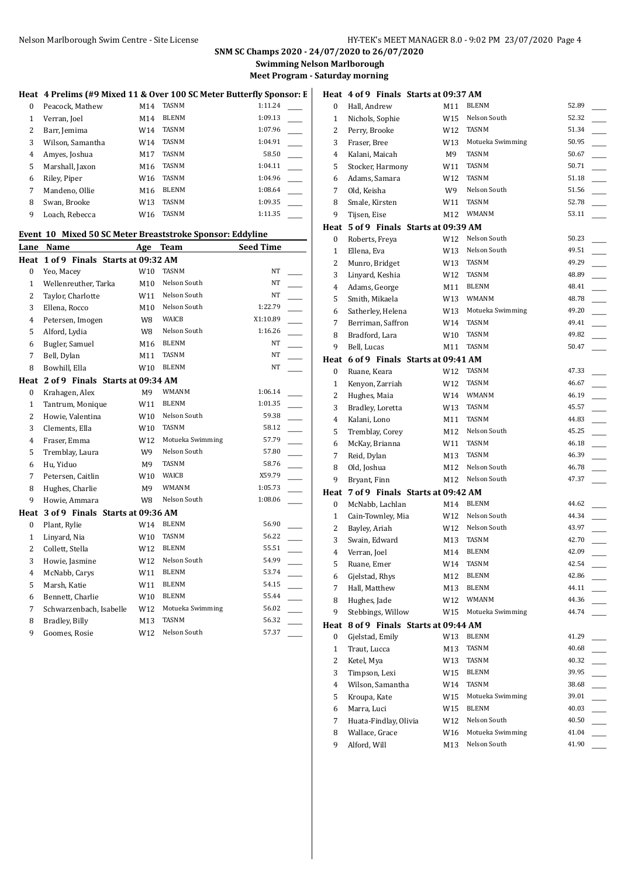## SNM SC Champs 2020 - 24/07/2020 to 26/07/2020

### Swimming Nelson Marlborough

### Meet Program - Saturday morning

**Heat 4 Prelims (#9 Mixed 11 & Over 100 SC Meter Butterfly Sponsor: E**

| Lane | Name | Age | Team | Seed Time |
|---|---|---|---|---|
| 0 | Peacock, Mathew | M14 | TASNM | 1:11.24 |
| 1 | Verran, Joel | M14 | BLENM | 1:09.13 |
| 2 | Barr, Jemima | W14 | TASNM | 1:07.96 |
| 3 | Wilson, Samantha | W14 | TASNM | 1:04.91 |
| 4 | Amyes, Joshua | M17 | TASNM | 58.50 |
| 5 | Marshall, Jaxon | M16 | TASNM | 1:04.11 |
| 6 | Riley, Piper | W16 | TASNM | 1:04.96 |
| 7 | Mandeno, Ollie | M16 | BLENM | 1:08.64 |
| 8 | Swan, Brooke | W13 | TASNM | 1:09.35 |
| 9 | Loach, Rebecca | W16 | TASNM | 1:11.35 |

### Event 10 Mixed 50 SC Meter Breaststroke Sponsor: Eddyline

| Lane | Name | Age | Team | Seed Time |
|---|---|---|---|---|
| **Heat 1 of 9 Finals Starts at 09:32 AM** | | | | |
| 0 | Yeo, Macey | W10 | TASNM | NT |
| 1 | Wellenreuther, Tarka | M10 | Nelson South | NT |
| 2 | Taylor, Charlotte | W11 | Nelson South | NT |
| 3 | Ellena, Rocco | M10 | Nelson South | 1:22.79 |
| 4 | Petersen, Imogen | W8 | WAICB | X1:10.89 |
| 5 | Alford, Lydia | W8 | Nelson South | 1:16.26 |
| 6 | Bugler, Samuel | M16 | BLENM | NT |
| 7 | Bell, Dylan | M11 | TASNM | NT |
| 8 | Bowhill, Ella | W10 | BLENM | NT |
| **Heat 2 of 9 Finals Starts at 09:34 AM** | | | | |
| 0 | Krahagen, Alex | M9 | WMANM | 1:06.14 |
| 1 | Tantrum, Monique | W11 | BLENM | 1:01.35 |
| 2 | Howie, Valentina | W10 | Nelson South | 59.38 |
| 3 | Clements, Ella | W10 | TASNM | 58.12 |
| 4 | Fraser, Emma | W12 | Motueka Swimming | 57.79 |
| 5 | Tremblay, Laura | W9 | Nelson South | 57.80 |
| 6 | Hu, Yiduo | M9 | TASNM | 58.76 |
| 7 | Petersen, Caitlin | W10 | WAICB | X59.79 |
| 8 | Hughes, Charlie | M9 | WMANM | 1:05.73 |
| 9 | Howie, Ammara | W8 | Nelson South | 1:08.06 |
| **Heat 3 of 9 Finals Starts at 09:36 AM** | | | | |
| 0 | Plant, Rylie | W14 | BLENM | 56.90 |
| 1 | Linyard, Nia | W10 | TASNM | 56.22 |
| 2 | Collett, Stella | W12 | BLENM | 55.51 |
| 3 | Howie, Jasmine | W12 | Nelson South | 54.99 |
| 4 | McNabb, Carys | W11 | BLENM | 53.74 |
| 5 | Marsh, Katie | W11 | BLENM | 54.15 |
| 6 | Bennett, Charlie | W10 | BLENM | 55.44 |
| 7 | Schwarzenbach, Isabelle | W12 | Motueka Swimming | 56.02 |
| 8 | Bradley, Billy | M13 | TASNM | 56.32 |
| 9 | Goomes, Rosie | W12 | Nelson South | 57.37 |
| **Heat 4 of 9 Finals Starts at 09:37 AM** | | | | |
| 0 | Hall, Andrew | M11 | BLENM | 52.89 |
| 1 | Nichols, Sophie | W15 | Nelson South | 52.32 |
| 2 | Perry, Brooke | W12 | TASNM | 51.34 |
| 3 | Fraser, Bree | W13 | Motueka Swimming | 50.95 |
| 4 | Kalani, Maicah | M9 | TASNM | 50.67 |
| 5 | Stocker, Harmony | W11 | TASNM | 50.71 |
| 6 | Adams, Samara | W12 | TASNM | 51.18 |
| 7 | Old, Keisha | W9 | Nelson South | 51.56 |
| 8 | Smale, Kirsten | W11 | TASNM | 52.78 |
| 9 | Tijsen, Eise | M12 | WMANM | 53.11 |
| **Heat 5 of 9 Finals Starts at 09:39 AM** | | | | |
| 0 | Roberts, Freya | W12 | Nelson South | 50.23 |
| 1 | Ellena, Eva | W13 | Nelson South | 49.51 |
| 2 | Munro, Bridget | W13 | TASNM | 49.29 |
| 3 | Linyard, Keshia | W12 | TASNM | 48.89 |
| 4 | Adams, George | M11 | BLENM | 48.41 |
| 5 | Smith, Mikaela | W13 | WMANM | 48.78 |
| 6 | Satherley, Helena | W13 | Motueka Swimming | 49.20 |
| 7 | Berriman, Saffron | W14 | TASNM | 49.41 |
| 8 | Bradford, Lara | W10 | TASNM | 49.82 |
| 9 | Bell, Lucas | M11 | TASNM | 50.47 |
| **Heat 6 of 9 Finals Starts at 09:41 AM** | | | | |
| 0 | Ruane, Keara | W12 | TASNM | 47.33 |
| 1 | Kenyon, Zarriah | W12 | TASNM | 46.67 |
| 2 | Hughes, Maia | W14 | WMANM | 46.19 |
| 3 | Bradley, Loretta | W13 | TASNM | 45.57 |
| 4 | Kalani, Lono | M11 | TASNM | 44.83 |
| 5 | Tremblay, Corey | M12 | Nelson South | 45.25 |
| 6 | McKay, Brianna | W11 | TASNM | 46.18 |
| 7 | Reid, Dylan | M13 | TASNM | 46.39 |
| 8 | Old, Joshua | M12 | Nelson South | 46.78 |
| 9 | Bryant, Finn | M12 | Nelson South | 47.37 |
| **Heat 7 of 9 Finals Starts at 09:42 AM** | | | | |
| 0 | McNabb, Lachlan | M14 | BLENM | 44.62 |
| 1 | Cain-Townley, Mia | W12 | Nelson South | 44.34 |
| 2 | Bayley, Ariah | W12 | Nelson South | 43.97 |
| 3 | Swain, Edward | M13 | TASNM | 42.70 |
| 4 | Verran, Joel | M14 | BLENM | 42.09 |
| 5 | Ruane, Emer | W14 | TASNM | 42.54 |
| 6 | Gjelstad, Rhys | M12 | BLENM | 42.86 |
| 7 | Hall, Matthew | M13 | BLENM | 44.11 |
| 8 | Hughes, Jade | W12 | WMANM | 44.36 |
| 9 | Stebbings, Willow | W15 | Motueka Swimming | 44.74 |
| **Heat 8 of 9 Finals Starts at 09:44 AM** | | | | |
| 0 | Gjelstad, Emily | W13 | BLENM | 41.29 |
| 1 | Traut, Lucca | M13 | TASNM | 40.68 |
| 2 | Ketel, Mya | W13 | TASNM | 40.32 |
| 3 | Timpson, Lexi | W15 | BLENM | 39.95 |
| 4 | Wilson, Samantha | W14 | TASNM | 38.68 |
| 5 | Kroupa, Kate | W15 | Motueka Swimming | 39.01 |
| 6 | Marra, Luci | W15 | BLENM | 40.03 |
| 7 | Huata-Findlay, Olivia | W12 | Nelson South | 40.50 |
| 8 | Wallace, Grace | W16 | Motueka Swimming | 41.04 |
| 9 | Alford, Will | M13 | Nelson South | 41.90 |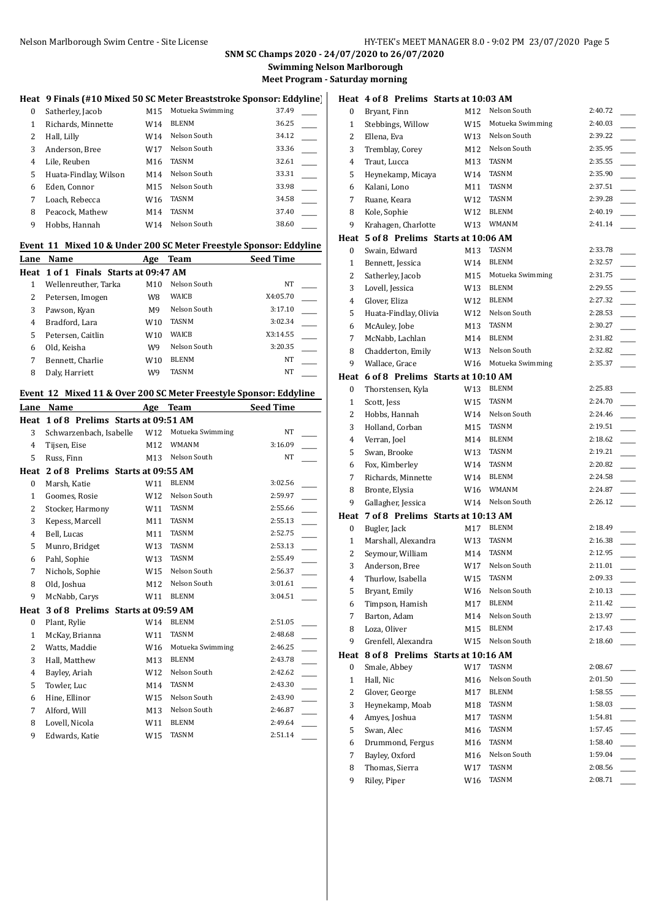**SNM SC Champs 2020 - 24/07/2020 to 26/07/2020**
**Swimming Nelson Marlborough**
**Meet Program - Saturday morning**

**Heat 9 Finals (#10 Mixed 50 SC Meter Breaststroke Sponsor: Eddyline)**

| Lane | Name | Age | Team | Seed Time |
|---|---|---|---|---|
| 0 | Satherley, Jacob | M15 | Motueka Swimming | 37.49 |
| 1 | Richards, Minnette | W14 | BLENM | 36.25 |
| 2 | Hall, Lilly | W14 | Nelson South | 34.12 |
| 3 | Anderson, Bree | W17 | Nelson South | 33.36 |
| 4 | Lile, Reuben | M16 | TASNM | 32.61 |
| 5 | Huata-Findlay, Wilson | M14 | Nelson South | 33.31 |
| 6 | Eden, Connor | M15 | Nelson South | 33.98 |
| 7 | Loach, Rebecca | W16 | TASNM | 34.58 |
| 8 | Peacock, Mathew | M14 | TASNM | 37.40 |
| 9 | Hobbs, Hannah | W14 | Nelson South | 38.60 |

**Event 11 Mixed 10 & Under 200 SC Meter Freestyle Sponsor: Eddyline**

| Lane | Name | Age | Team | Seed Time |
|---|---|---|---|---|
| **Heat 1 of 1 Finals Starts at 09:47 AM** | | | | |
| 1 | Wellenreuther, Tarka | M10 | Nelson South | NT |
| 2 | Petersen, Imogen | W8 | WAICB | X4:05.70 |
| 3 | Pawson, Kyan | M9 | Nelson South | 3:17.10 |
| 4 | Bradford, Lara | W10 | TASNM | 3:02.34 |
| 5 | Petersen, Caitlin | W10 | WAICB | X3:14.55 |
| 6 | Old, Keisha | W9 | Nelson South | 3:20.35 |
| 7 | Bennett, Charlie | W10 | BLENM | NT |
| 8 | Daly, Harriett | W9 | TASNM | NT |

**Event 12 Mixed 11 & Over 200 SC Meter Freestyle Sponsor: Eddyline**

| Lane | Name | Age | Team | Seed Time |
|---|---|---|---|---|
| **Heat 1 of 8 Prelims Starts at 09:51 AM** | | | | |
| 3 | Schwarzenbach, Isabelle | W12 | Motueka Swimming | NT |
| 4 | Tijsen, Eise | M12 | WMANM | 3:16.09 |
| 5 | Russ, Finn | M13 | Nelson South | NT |
| **Heat 2 of 8 Prelims Starts at 09:55 AM** | | | | |
| 0 | Marsh, Katie | W11 | BLENM | 3:02.56 |
| 1 | Goomes, Rosie | W12 | Nelson South | 2:59.97 |
| 2 | Stocker, Harmony | W11 | TASNM | 2:55.66 |
| 3 | Kepess, Marcell | M11 | TASNM | 2:55.13 |
| 4 | Bell, Lucas | M11 | TASNM | 2:52.75 |
| 5 | Munro, Bridget | W13 | TASNM | 2:53.13 |
| 6 | Pahl, Sophie | W13 | TASNM | 2:55.49 |
| 7 | Nichols, Sophie | W15 | Nelson South | 2:56.37 |
| 8 | Old, Joshua | M12 | Nelson South | 3:01.61 |
| 9 | McNabb, Carys | W11 | BLENM | 3:04.51 |
| **Heat 3 of 8 Prelims Starts at 09:59 AM** | | | | |
| 0 | Plant, Rylie | W14 | BLENM | 2:51.05 |
| 1 | McKay, Brianna | W11 | TASNM | 2:48.68 |
| 2 | Watts, Maddie | W16 | Motueka Swimming | 2:46.25 |
| 3 | Hall, Matthew | M13 | BLENM | 2:43.78 |
| 4 | Bayley, Ariah | W12 | Nelson South | 2:42.62 |
| 5 | Towler, Luc | M14 | TASNM | 2:43.30 |
| 6 | Hine, Ellinor | W15 | Nelson South | 2:43.90 |
| 7 | Alford, Will | M13 | Nelson South | 2:46.87 |
| 8 | Lovell, Nicola | W11 | BLENM | 2:49.64 |
| 9 | Edwards, Katie | W15 | TASNM | 2:51.14 |
| **Heat 4 of 8 Prelims Starts at 10:03 AM** | | | | |
| 0 | Bryant, Finn | M12 | Nelson South | 2:40.72 |
| 1 | Stebbings, Willow | W15 | Motueka Swimming | 2:40.03 |
| 2 | Ellena, Eva | W13 | Nelson South | 2:39.22 |
| 3 | Tremblay, Corey | M12 | Nelson South | 2:35.95 |
| 4 | Traut, Lucca | M13 | TASNM | 2:35.55 |
| 5 | Heynekamp, Micaya | W14 | TASNM | 2:35.90 |
| 6 | Kalani, Lono | M11 | TASNM | 2:37.51 |
| 7 | Ruane, Keara | W12 | TASNM | 2:39.28 |
| 8 | Kole, Sophie | W12 | BLENM | 2:40.19 |
| 9 | Krahagen, Charlotte | W13 | WMANM | 2:41.14 |
| **Heat 5 of 8 Prelims Starts at 10:06 AM** | | | | |
| 0 | Swain, Edward | M13 | TASNM | 2:33.78 |
| 1 | Bennett, Jessica | W14 | BLENM | 2:32.57 |
| 2 | Satherley, Jacob | M15 | Motueka Swimming | 2:31.75 |
| 3 | Lovell, Jessica | W13 | BLENM | 2:29.55 |
| 4 | Glover, Eliza | W12 | BLENM | 2:27.32 |
| 5 | Huata-Findlay, Olivia | W12 | Nelson South | 2:28.53 |
| 6 | McAuley, Jobe | M13 | TASNM | 2:30.27 |
| 7 | McNabb, Lachlan | M14 | BLENM | 2:31.82 |
| 8 | Chadderton, Emily | W13 | Nelson South | 2:32.82 |
| 9 | Wallace, Grace | W16 | Motueka Swimming | 2:35.37 |
| **Heat 6 of 8 Prelims Starts at 10:10 AM** | | | | |
| 0 | Thorstensen, Kyla | W13 | BLENM | 2:25.83 |
| 1 | Scott, Jess | W15 | TASNM | 2:24.70 |
| 2 | Hobbs, Hannah | W14 | Nelson South | 2:24.46 |
| 3 | Holland, Corban | M15 | TASNM | 2:19.51 |
| 4 | Verran, Joel | M14 | BLENM | 2:18.62 |
| 5 | Swan, Brooke | W13 | TASNM | 2:19.21 |
| 6 | Fox, Kimberley | W14 | TASNM | 2:20.82 |
| 7 | Richards, Minnette | W14 | BLENM | 2:24.58 |
| 8 | Bronte, Elysia | W16 | WMANM | 2:24.87 |
| 9 | Gallagher, Jessica | W14 | Nelson South | 2:26.12 |
| **Heat 7 of 8 Prelims Starts at 10:13 AM** | | | | |
| 0 | Bugler, Jack | M17 | BLENM | 2:18.49 |
| 1 | Marshall, Alexandra | W13 | TASNM | 2:16.38 |
| 2 | Seymour, William | M14 | TASNM | 2:12.95 |
| 3 | Anderson, Bree | W17 | Nelson South | 2:11.01 |
| 4 | Thurlow, Isabella | W15 | TASNM | 2:09.33 |
| 5 | Bryant, Emily | W16 | Nelson South | 2:10.13 |
| 6 | Timpson, Hamish | M17 | BLENM | 2:11.42 |
| 7 | Barton, Adam | M14 | Nelson South | 2:13.97 |
| 8 | Loza, Oliver | M15 | BLENM | 2:17.43 |
| 9 | Grenfell, Alexandra | W15 | Nelson South | 2:18.60 |
| **Heat 8 of 8 Prelims Starts at 10:16 AM** | | | | |
| 0 | Smale, Abbey | W17 | TASNM | 2:08.67 |
| 1 | Hall, Nic | M16 | Nelson South | 2:01.50 |
| 2 | Glover, George | M17 | BLENM | 1:58.55 |
| 3 | Heynekamp, Moab | M18 | TASNM | 1:58.03 |
| 4 | Amyes, Joshua | M17 | TASNM | 1:54.81 |
| 5 | Swan, Alec | M16 | TASNM | 1:57.45 |
| 6 | Drummond, Fergus | M16 | TASNM | 1:58.40 |
| 7 | Bayley, Oxford | M16 | Nelson South | 1:59.04 |
| 8 | Thomas, Sierra | W17 | TASNM | 2:08.56 |
| 9 | Riley, Piper | W16 | TASNM | 2:08.71 |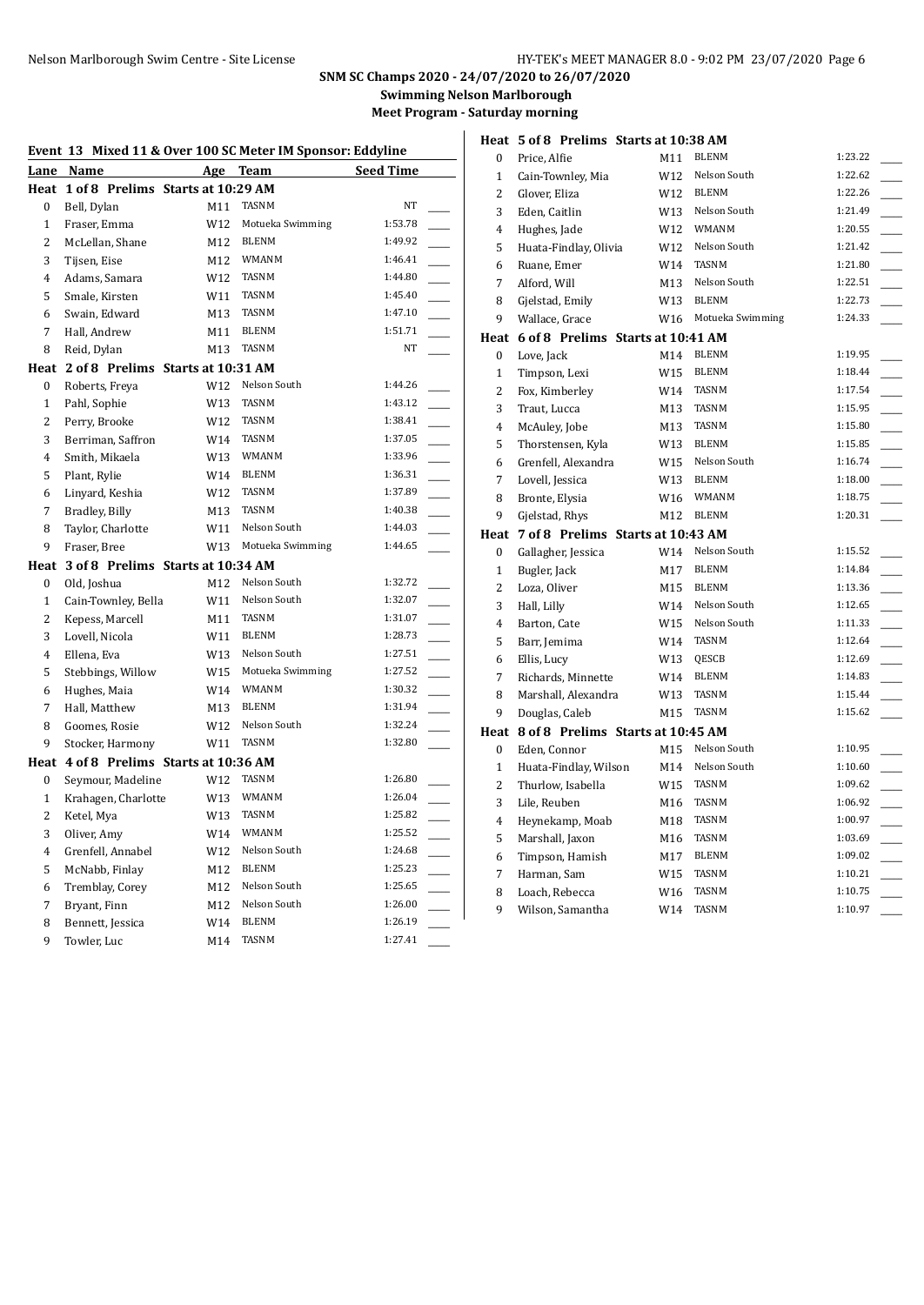## SNM SC Champs 2020 - 24/07/2020 to 26/07/2020

**Swimming Nelson Marlborough**

**Meet Program - Saturday morning**

### Event 13 Mixed 11 & Over 100 SC Meter IM Sponsor: Eddyline

| Lane | Name | Age | Team | Seed Time | |
|---|---|---|---|---|---|
| **Heat 1 of 8 Prelims Starts at 10:29 AM** | | | | | |
| 0 | Bell, Dylan | M11 | TASNM | NT | ____ |
| 1 | Fraser, Emma | W12 | Motueka Swimming | 1:53.78 | ____ |
| 2 | McLellan, Shane | M12 | BLENM | 1:49.92 | ____ |
| 3 | Tijsen, Eise | M12 | WMANM | 1:46.41 | ____ |
| 4 | Adams, Samara | W12 | TASNM | 1:44.80 | ____ |
| 5 | Smale, Kirsten | W11 | TASNM | 1:45.40 | ____ |
| 6 | Swain, Edward | M13 | TASNM | 1:47.10 | ____ |
| 7 | Hall, Andrew | M11 | BLENM | 1:51.71 | ____ |
| 8 | Reid, Dylan | M13 | TASNM | NT | ____ |
| **Heat 2 of 8 Prelims Starts at 10:31 AM** | | | | | |
| 0 | Roberts, Freya | W12 | Nelson South | 1:44.26 | ____ |
| 1 | Pahl, Sophie | W13 | TASNM | 1:43.12 | ____ |
| 2 | Perry, Brooke | W12 | TASNM | 1:38.41 | ____ |
| 3 | Berriman, Saffron | W14 | TASNM | 1:37.05 | ____ |
| 4 | Smith, Mikaela | W13 | WMANM | 1:33.96 | ____ |
| 5 | Plant, Rylie | W14 | BLENM | 1:36.31 | ____ |
| 6 | Linyard, Keshia | W12 | TASNM | 1:37.89 | ____ |
| 7 | Bradley, Billy | M13 | TASNM | 1:40.38 | ____ |
| 8 | Taylor, Charlotte | W11 | Nelson South | 1:44.03 | ____ |
| 9 | Fraser, Bree | W13 | Motueka Swimming | 1:44.65 | ____ |
| **Heat 3 of 8 Prelims Starts at 10:34 AM** | | | | | |
| 0 | Old, Joshua | M12 | Nelson South | 1:32.72 | ____ |
| 1 | Cain-Townley, Bella | W11 | Nelson South | 1:32.07 | ____ |
| 2 | Kepess, Marcell | M11 | TASNM | 1:31.07 | ____ |
| 3 | Lovell, Nicola | W11 | BLENM | 1:28.73 | ____ |
| 4 | Ellena, Eva | W13 | Nelson South | 1:27.51 | ____ |
| 5 | Stebbings, Willow | W15 | Motueka Swimming | 1:27.52 | ____ |
| 6 | Hughes, Maia | W14 | WMANM | 1:30.32 | ____ |
| 7 | Hall, Matthew | M13 | BLENM | 1:31.94 | ____ |
| 8 | Goomes, Rosie | W12 | Nelson South | 1:32.24 | ____ |
| 9 | Stocker, Harmony | W11 | TASNM | 1:32.80 | ____ |
| **Heat 4 of 8 Prelims Starts at 10:36 AM** | | | | | |
| 0 | Seymour, Madeline | W12 | TASNM | 1:26.80 | ____ |
| 1 | Krahagen, Charlotte | W13 | WMANM | 1:26.04 | ____ |
| 2 | Ketel, Mya | W13 | TASNM | 1:25.82 | ____ |
| 3 | Oliver, Amy | W14 | WMANM | 1:25.52 | ____ |
| 4 | Grenfell, Annabel | W12 | Nelson South | 1:24.68 | ____ |
| 5 | McNabb, Finlay | M12 | BLENM | 1:25.23 | ____ |
| 6 | Tremblay, Corey | M12 | Nelson South | 1:25.65 | ____ |
| 7 | Bryant, Finn | M12 | Nelson South | 1:26.00 | ____ |
| 8 | Bennett, Jessica | W14 | BLENM | 1:26.19 | ____ |
| 9 | Towler, Luc | M14 | TASNM | 1:27.41 | ____ |
| **Heat 5 of 8 Prelims Starts at 10:38 AM** | | | | | |
| 0 | Price, Alfie | M11 | BLENM | 1:23.22 | ____ |
| 1 | Cain-Townley, Mia | W12 | Nelson South | 1:22.62 | ____ |
| 2 | Glover, Eliza | W12 | BLENM | 1:22.26 | ____ |
| 3 | Eden, Caitlin | W13 | Nelson South | 1:21.49 | ____ |
| 4 | Hughes, Jade | W12 | WMANM | 1:20.55 | ____ |
| 5 | Huata-Findlay, Olivia | W12 | Nelson South | 1:21.42 | ____ |
| 6 | Ruane, Emer | W14 | TASNM | 1:21.80 | ____ |
| 7 | Alford, Will | M13 | Nelson South | 1:22.51 | ____ |
| 8 | Gjelstad, Emily | W13 | BLENM | 1:22.73 | ____ |
| 9 | Wallace, Grace | W16 | Motueka Swimming | 1:24.33 | ____ |
| **Heat 6 of 8 Prelims Starts at 10:41 AM** | | | | | |
| 0 | Love, Jack | M14 | BLENM | 1:19.95 | ____ |
| 1 | Timpson, Lexi | W15 | BLENM | 1:18.44 | ____ |
| 2 | Fox, Kimberley | W14 | TASNM | 1:17.54 | ____ |
| 3 | Traut, Lucca | M13 | TASNM | 1:15.95 | ____ |
| 4 | McAuley, Jobe | M13 | TASNM | 1:15.80 | ____ |
| 5 | Thorstensen, Kyla | W13 | BLENM | 1:15.85 | ____ |
| 6 | Grenfell, Alexandra | W15 | Nelson South | 1:16.74 | ____ |
| 7 | Lovell, Jessica | W13 | BLENM | 1:18.00 | ____ |
| 8 | Bronte, Elysia | W16 | WMANM | 1:18.75 | ____ |
| 9 | Gjelstad, Rhys | M12 | BLENM | 1:20.31 | ____ |
| **Heat 7 of 8 Prelims Starts at 10:43 AM** | | | | | |
| 0 | Gallagher, Jessica | W14 | Nelson South | 1:15.52 | ____ |
| 1 | Bugler, Jack | M17 | BLENM | 1:14.84 | ____ |
| 2 | Loza, Oliver | M15 | BLENM | 1:13.36 | ____ |
| 3 | Hall, Lilly | W14 | Nelson South | 1:12.65 | ____ |
| 4 | Barton, Cate | W15 | Nelson South | 1:11.33 | ____ |
| 5 | Barr, Jemima | W14 | TASNM | 1:12.64 | ____ |
| 6 | Ellis, Lucy | W13 | QESCB | 1:12.69 | ____ |
| 7 | Richards, Minnette | W14 | BLENM | 1:14.83 | ____ |
| 8 | Marshall, Alexandra | W13 | TASNM | 1:15.44 | ____ |
| 9 | Douglas, Caleb | M15 | TASNM | 1:15.62 | ____ |
| **Heat 8 of 8 Prelims Starts at 10:45 AM** | | | | | |
| 0 | Eden, Connor | M15 | Nelson South | 1:10.95 | ____ |
| 1 | Huata-Findlay, Wilson | M14 | Nelson South | 1:10.60 | ____ |
| 2 | Thurlow, Isabella | W15 | TASNM | 1:09.62 | ____ |
| 3 | Lile, Reuben | M16 | TASNM | 1:06.92 | ____ |
| 4 | Heynekamp, Moab | M18 | TASNM | 1:00.97 | ____ |
| 5 | Marshall, Jaxon | M16 | TASNM | 1:03.69 | ____ |
| 6 | Timpson, Hamish | M17 | BLENM | 1:09.02 | ____ |
| 7 | Harman, Sam | W15 | TASNM | 1:10.21 | ____ |
| 8 | Loach, Rebecca | W16 | TASNM | 1:10.75 | ____ |
| 9 | Wilson, Samantha | W14 | TASNM | 1:10.97 | ____ |